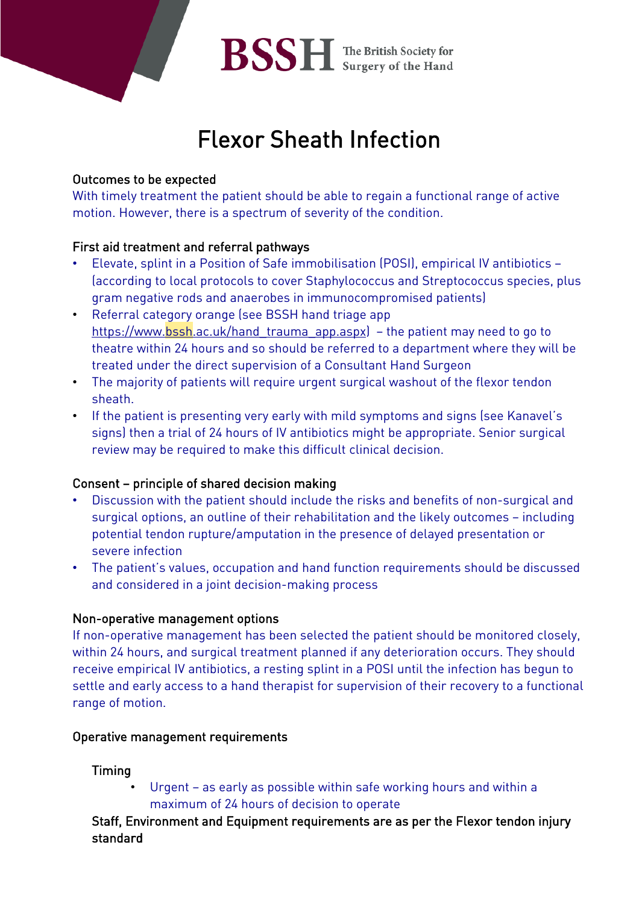BSSH The British Society for Surgery of the Hand

# Flexor Sheath Infection

## Outcomes to be expected

With timely treatment the patient should be able to regain a functional range of active motion. However, there is a spectrum of severity of the condition.

## First aid treatment and referral pathways

- Elevate, splint in a Position of Safe immobilisation (POSI), empirical IV antibiotics – (according to local protocols to cover Staphylococcus and Streptococcus species, plus gram negative rods and anaerobes in immunocompromised patients)
- Referral category orange (see BSSH hand triage app https://www.bssh.ac.uk/hand_trauma_app.aspx) – the patient may need to go to theatre within 24 hours and so should be referred to a department where they will be treated under the direct supervision of a Consultant Hand Surgeon
- The majority of patients will require urgent surgical washout of the flexor tendon sheath.
- If the patient is presenting very early with mild symptoms and signs (see Kanavel's signs) then a trial of 24 hours of IV antibiotics might be appropriate. Senior surgical review may be required to make this difficult clinical decision.

## Consent – principle of shared decision making

- Discussion with the patient should include the risks and benefits of non-surgical and surgical options, an outline of their rehabilitation and the likely outcomes – including potential tendon rupture/amputation in the presence of delayed presentation or severe infection
- The patient's values, occupation and hand function requirements should be discussed and considered in a joint decision-making process

## Non-operative management options

If non-operative management has been selected the patient should be monitored closely, within 24 hours, and surgical treatment planned if any deterioration occurs. They should receive empirical IV antibiotics, a resting splint in a POSI until the infection has begun to settle and early access to a hand therapist for supervision of their recovery to a functional range of motion.

## Operative management requirements

### Timing

- Urgent – as early as possible within safe working hours and within a maximum of 24 hours of decision to operate

Staff, Environment and Equipment requirements are as per the Flexor tendon injury standard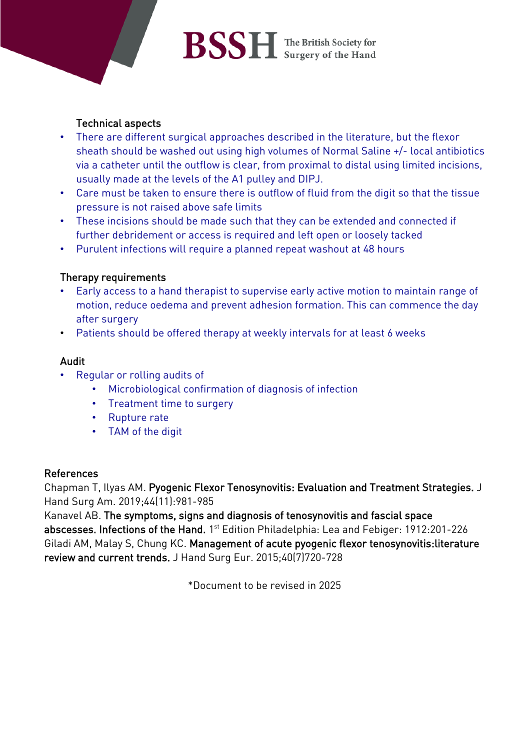### Technical aspects

- There are different surgical approaches described in the literature, but the flexor sheath should be washed out using high volumes of Normal Saline +/- local antibiotics via a catheter until the outflow is clear, from proximal to distal using limited incisions, usually made at the levels of the A1 pulley and DIPJ.
- Care must be taken to ensure there is outflow of fluid from the digit so that the tissue pressure is not raised above safe limits
- These incisions should be made such that they can be extended and connected if further debridement or access is required and left open or loosely tacked
- Purulent infections will require a planned repeat washout at 48 hours

### Therapy requirements

- Early access to a hand therapist to supervise early active motion to maintain range of motion, reduce oedema and prevent adhesion formation. This can commence the day after surgery
- Patients should be offered therapy at weekly intervals for at least 6 weeks

### Audit

- Regular or rolling audits of
  - Microbiological confirmation of diagnosis of infection
  - Treatment time to surgery
  - Rupture rate
  - TAM of the digit

### References

Chapman T, Ilyas AM. **Pyogenic Flexor Tenosynovitis: Evaluation and Treatment Strategies.** J Hand Surg Am. 2019;44(11):981-985

Kanavel AB. **The symptoms, signs and diagnosis of tenosynovitis and fascial space abscesses. Infections of the Hand.** 1st Edition Philadelphia: Lea and Febiger: 1912:201-226

Giladi AM, Malay S, Chung KC. **Management of acute pyogenic flexor tenosynovitis:literature review and current trends.** J Hand Surg Eur. 2015;40(7)720-728

*Document to be revised in 2025